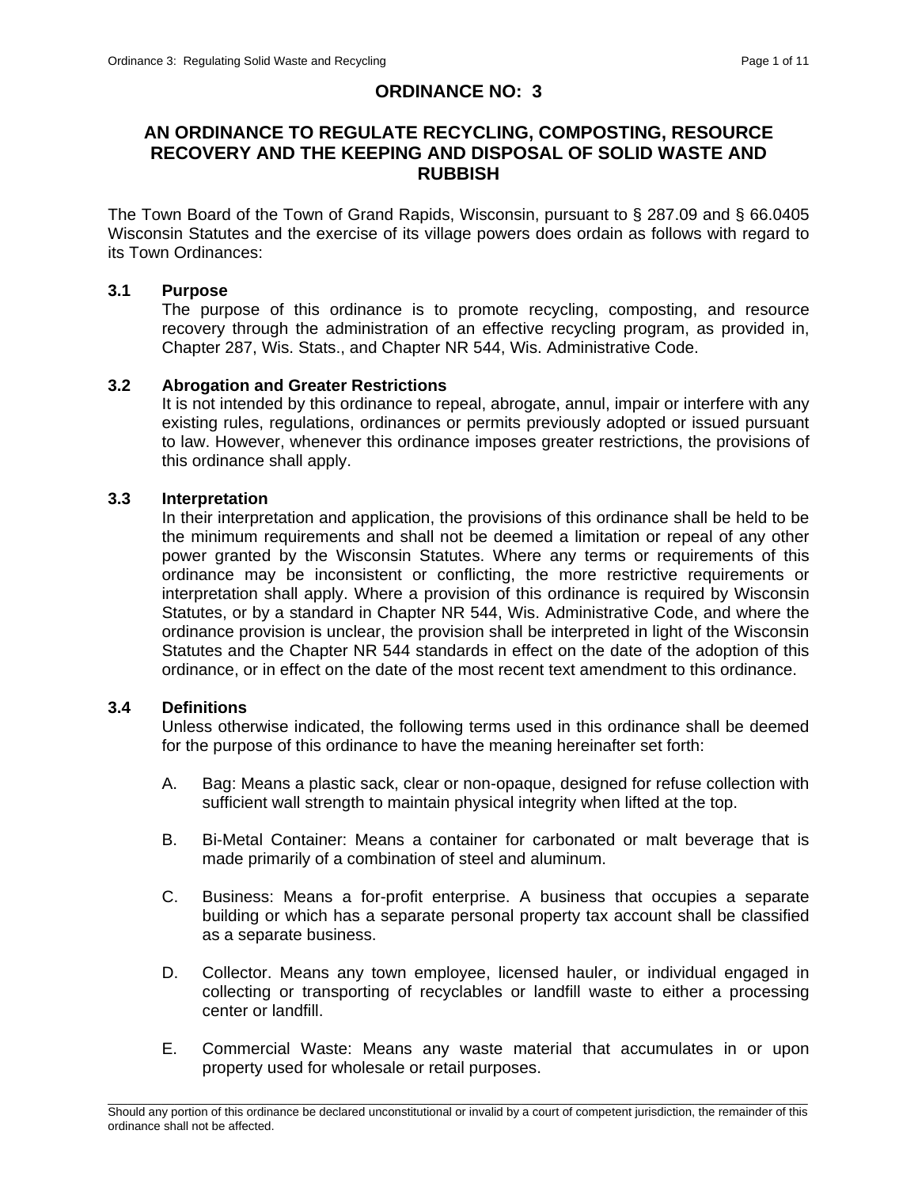# ORDINANCE NO: 3

## AN ORDINANCE TO REGULATE RECYCLING, COMPOSTING, RESOURCE RECOVERY AND THE KEEPING AND DISPOSAL OF SOLID WASTE AND RUBBISH

The Town Board of the Town of Grand Rapids, Wisconsin, pursuant to § 287.09 and § 66.0405 Wisconsin Statutes and the exercise of its village powers does ordain as follows with regard to its Town Ordinances:

### 3.1 Purpose

The purpose of this ordinance is to promote recycling, composting, and resource recovery through the administration of an effective recycling program, as provided in, Chapter 287, Wis. Stats., and Chapter NR 544, Wis. Administrative Code.

### 3.2 Abrogation and Greater Restrictions

It is not intended by this ordinance to repeal, abrogate, annul, impair or interfere with any existing rules, regulations, ordinances or permits previously adopted or issued pursuant to law. However, whenever this ordinance imposes greater restrictions, the provisions of this ordinance shall apply.

### 3.3 Interpretation

In their interpretation and application, the provisions of this ordinance shall be held to be the minimum requirements and shall not be deemed a limitation or repeal of any other power granted by the Wisconsin Statutes. Where any terms or requirements of this ordinance may be inconsistent or conflicting, the more restrictive requirements or interpretation shall apply. Where a provision of this ordinance is required by Wisconsin Statutes, or by a standard in Chapter NR 544, Wis. Administrative Code, and where the ordinance provision is unclear, the provision shall be interpreted in light of the Wisconsin Statutes and the Chapter NR 544 standards in effect on the date of the adoption of this ordinance, or in effect on the date of the most recent text amendment to this ordinance.

### 3.4 Definitions

Unless otherwise indicated, the following terms used in this ordinance shall be deemed for the purpose of this ordinance to have the meaning hereinafter set forth:

A. Bag: Means a plastic sack, clear or non-opaque, designed for refuse collection with sufficient wall strength to maintain physical integrity when lifted at the top.

B. Bi-Metal Container: Means a container for carbonated or malt beverage that is made primarily of a combination of steel and aluminum.

C. Business: Means a for-profit enterprise. A business that occupies a separate building or which has a separate personal property tax account shall be classified as a separate business.

D. Collector. Means any town employee, licensed hauler, or individual engaged in collecting or transporting of recyclables or landfill waste to either a processing center or landfill.

E. Commercial Waste: Means any waste material that accumulates in or upon property used for wholesale or retail purposes.

Should any portion of this ordinance be declared unconstitutional or invalid by a court of competent jurisdiction, the remainder of this ordinance shall not be affected.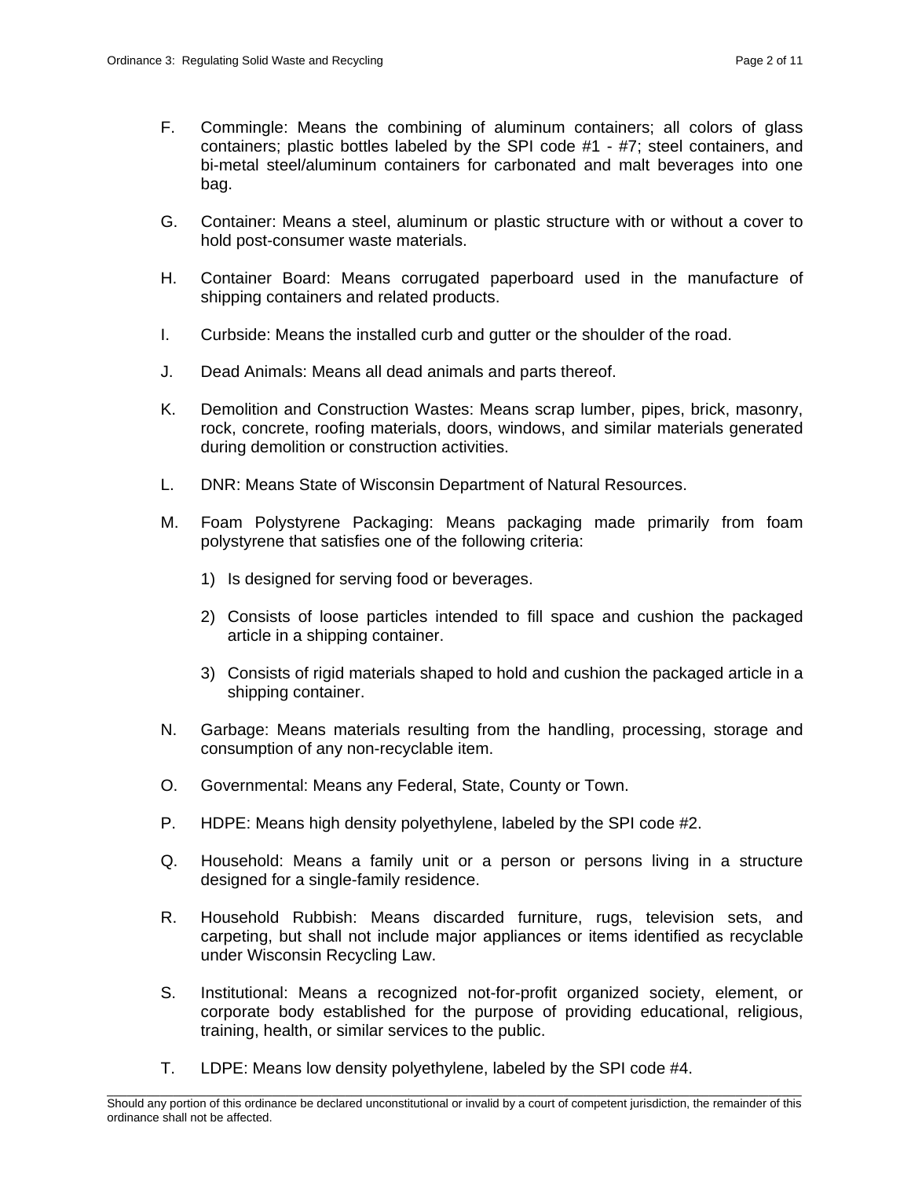F. Commingle: Means the combining of aluminum containers; all colors of glass containers; plastic bottles labeled by the SPI code #1 - #7; steel containers, and bi-metal steel/aluminum containers for carbonated and malt beverages into one bag.

G. Container: Means a steel, aluminum or plastic structure with or without a cover to hold post-consumer waste materials.

H. Container Board: Means corrugated paperboard used in the manufacture of shipping containers and related products.

I. Curbside: Means the installed curb and gutter or the shoulder of the road.

J. Dead Animals: Means all dead animals and parts thereof.

K. Demolition and Construction Wastes: Means scrap lumber, pipes, brick, masonry, rock, concrete, roofing materials, doors, windows, and similar materials generated during demolition or construction activities.

L. DNR: Means State of Wisconsin Department of Natural Resources.

M. Foam Polystyrene Packaging: Means packaging made primarily from foam polystyrene that satisfies one of the following criteria:

   1) Is designed for serving food or beverages.

   2) Consists of loose particles intended to fill space and cushion the packaged article in a shipping container.

   3) Consists of rigid materials shaped to hold and cushion the packaged article in a shipping container.

N. Garbage: Means materials resulting from the handling, processing, storage and consumption of any non-recyclable item.

O. Governmental: Means any Federal, State, County or Town.

P. HDPE: Means high density polyethylene, labeled by the SPI code #2.

Q. Household: Means a family unit or a person or persons living in a structure designed for a single-family residence.

R. Household Rubbish: Means discarded furniture, rugs, television sets, and carpeting, but shall not include major appliances or items identified as recyclable under Wisconsin Recycling Law.

S. Institutional: Means a recognized not-for-profit organized society, element, or corporate body established for the purpose of providing educational, religious, training, health, or similar services to the public.

T. LDPE: Means low density polyethylene, labeled by the SPI code #4.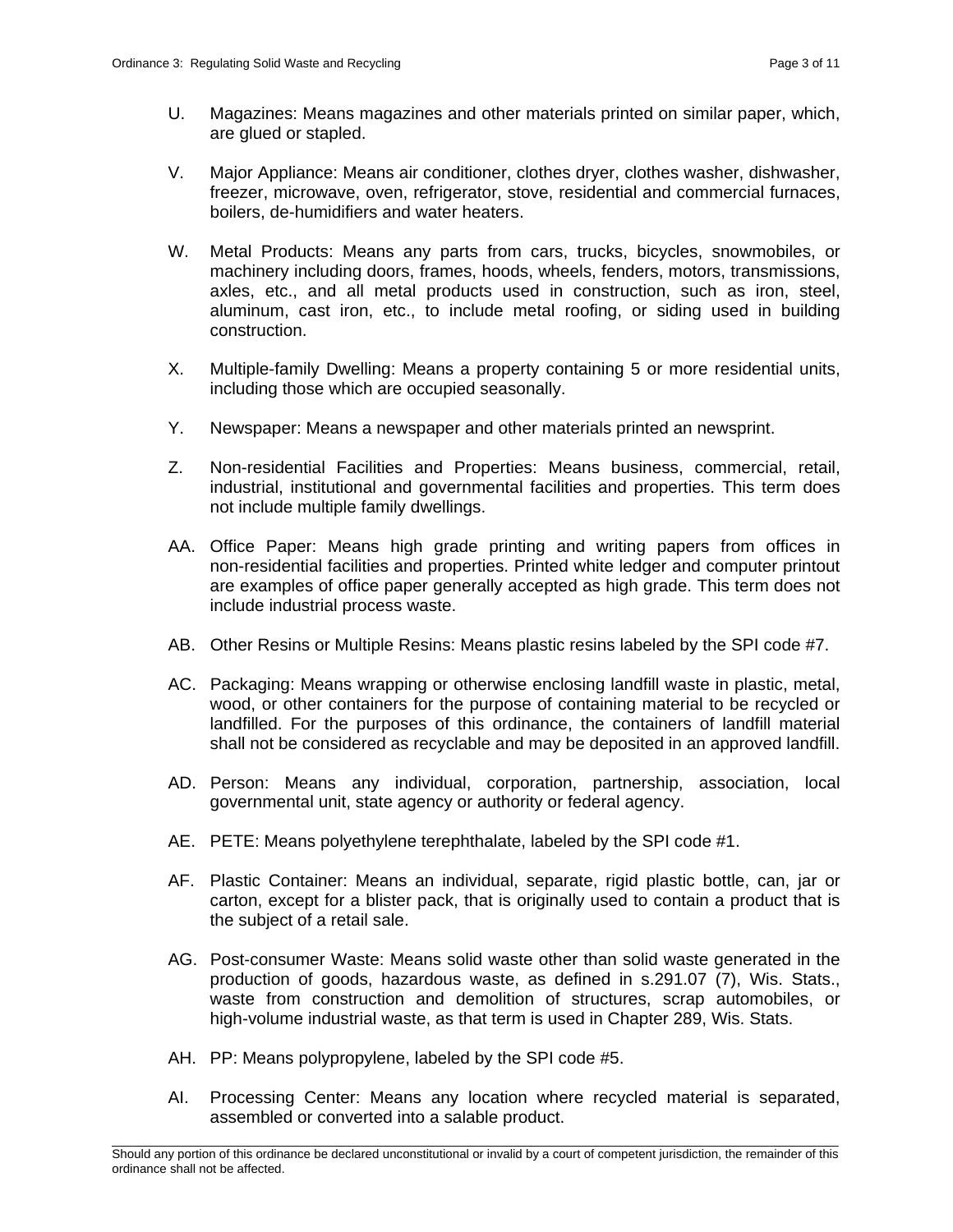U. Magazines: Means magazines and other materials printed on similar paper, which, are glued or stapled.

V. Major Appliance: Means air conditioner, clothes dryer, clothes washer, dishwasher, freezer, microwave, oven, refrigerator, stove, residential and commercial furnaces, boilers, de-humidifiers and water heaters.

W. Metal Products: Means any parts from cars, trucks, bicycles, snowmobiles, or machinery including doors, frames, hoods, wheels, fenders, motors, transmissions, axles, etc., and all metal products used in construction, such as iron, steel, aluminum, cast iron, etc., to include metal roofing, or siding used in building construction.

X. Multiple-family Dwelling: Means a property containing 5 or more residential units, including those which are occupied seasonally.

Y. Newspaper: Means a newspaper and other materials printed an newsprint.

Z. Non-residential Facilities and Properties: Means business, commercial, retail, industrial, institutional and governmental facilities and properties. This term does not include multiple family dwellings.

AA. Office Paper: Means high grade printing and writing papers from offices in non-residential facilities and properties. Printed white ledger and computer printout are examples of office paper generally accepted as high grade. This term does not include industrial process waste.

AB. Other Resins or Multiple Resins: Means plastic resins labeled by the SPI code #7.

AC. Packaging: Means wrapping or otherwise enclosing landfill waste in plastic, metal, wood, or other containers for the purpose of containing material to be recycled or landfilled. For the purposes of this ordinance, the containers of landfill material shall not be considered as recyclable and may be deposited in an approved landfill.

AD. Person: Means any individual, corporation, partnership, association, local governmental unit, state agency or authority or federal agency.

AE. PETE: Means polyethylene terephthalate, labeled by the SPI code #1.

AF. Plastic Container: Means an individual, separate, rigid plastic bottle, can, jar or carton, except for a blister pack, that is originally used to contain a product that is the subject of a retail sale.

AG. Post-consumer Waste: Means solid waste other than solid waste generated in the production of goods, hazardous waste, as defined in s.291.07 (7), Wis. Stats., waste from construction and demolition of structures, scrap automobiles, or high-volume industrial waste, as that term is used in Chapter 289, Wis. Stats.

AH. PP: Means polypropylene, labeled by the SPI code #5.

AI. Processing Center: Means any location where recycled material is separated, assembled or converted into a salable product.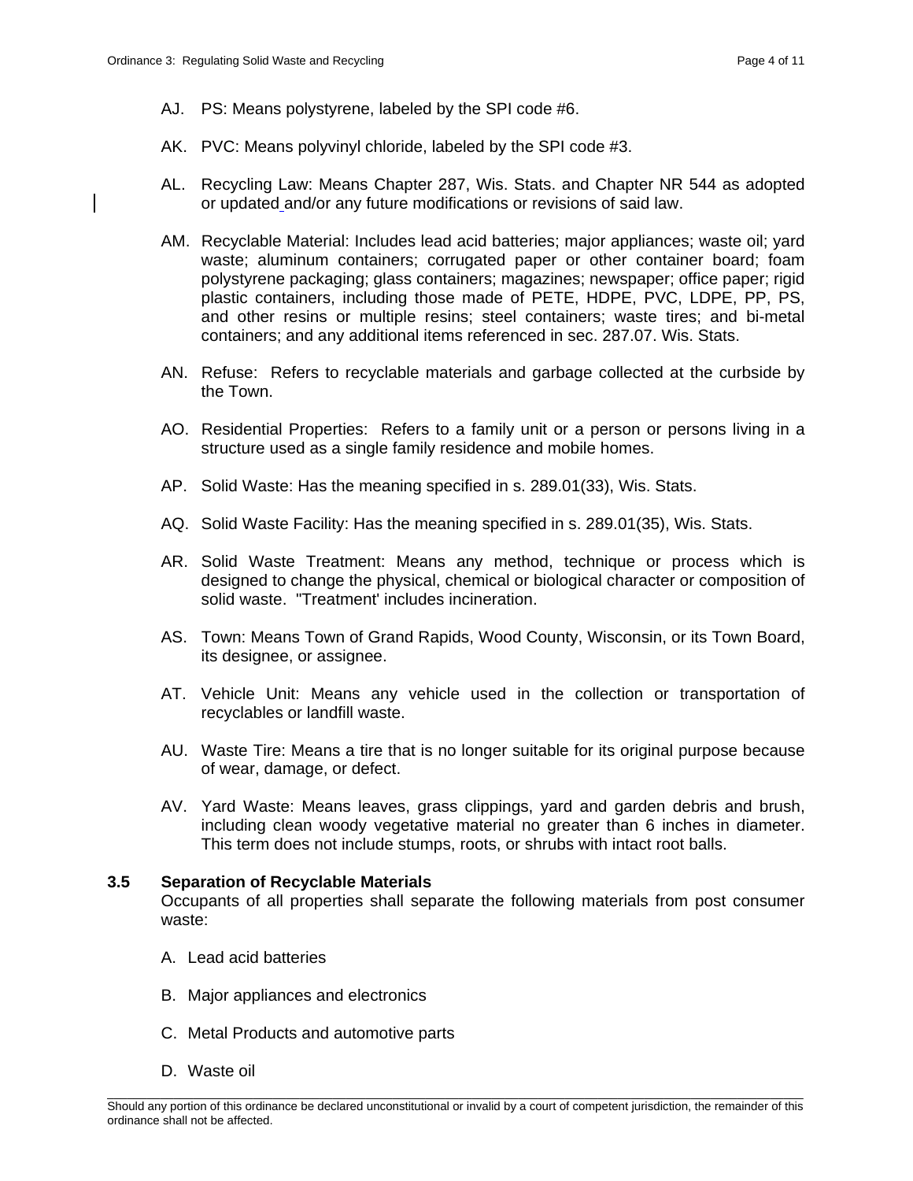AJ. PS: Means polystyrene, labeled by the SPI code #6.

AK. PVC: Means polyvinyl chloride, labeled by the SPI code #3.

AL. Recycling Law: Means Chapter 287, Wis. Stats. and Chapter NR 544 as adopted or updated and/or any future modifications or revisions of said law.

AM. Recyclable Material: Includes lead acid batteries; major appliances; waste oil; yard waste; aluminum containers; corrugated paper or other container board; foam polystyrene packaging; glass containers; magazines; newspaper; office paper; rigid plastic containers, including those made of PETE, HDPE, PVC, LDPE, PP, PS, and other resins or multiple resins; steel containers; waste tires; and bi-metal containers; and any additional items referenced in sec. 287.07. Wis. Stats.

AN. Refuse: Refers to recyclable materials and garbage collected at the curbside by the Town.

AO. Residential Properties: Refers to a family unit or a person or persons living in a structure used as a single family residence and mobile homes.

AP. Solid Waste: Has the meaning specified in s. 289.01(33), Wis. Stats.

AQ. Solid Waste Facility: Has the meaning specified in s. 289.01(35), Wis. Stats.

AR. Solid Waste Treatment: Means any method, technique or process which is designed to change the physical, chemical or biological character or composition of solid waste. "Treatment' includes incineration.

AS. Town: Means Town of Grand Rapids, Wood County, Wisconsin, or its Town Board, its designee, or assignee.

AT. Vehicle Unit: Means any vehicle used in the collection or transportation of recyclables or landfill waste.

AU. Waste Tire: Means a tire that is no longer suitable for its original purpose because of wear, damage, or defect.

AV. Yard Waste: Means leaves, grass clippings, yard and garden debris and brush, including clean woody vegetative material no greater than 6 inches in diameter. This term does not include stumps, roots, or shrubs with intact root balls.

### 3.5 Separation of Recyclable Materials

Occupants of all properties shall separate the following materials from post consumer waste:

A. Lead acid batteries

B. Major appliances and electronics

C. Metal Products and automotive parts

D. Waste oil

Should any portion of this ordinance be declared unconstitutional or invalid by a court of competent jurisdiction, the remainder of this ordinance shall not be affected.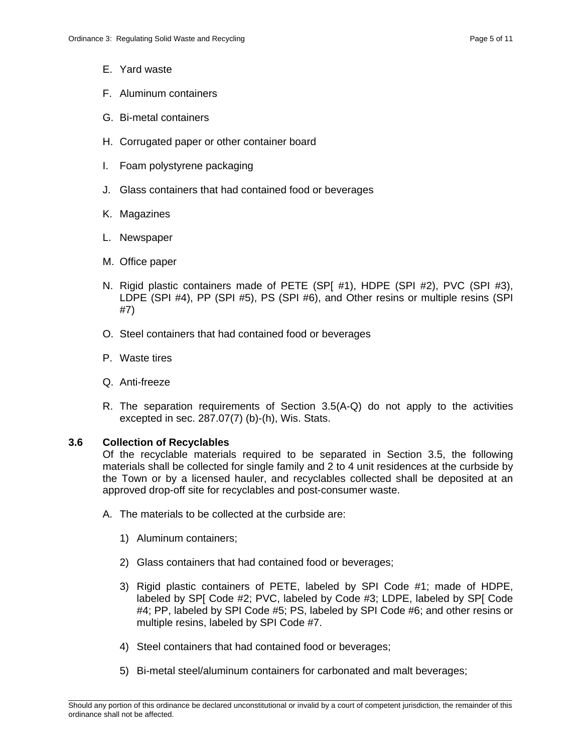E. Yard waste

F. Aluminum containers

G. Bi-metal containers

H. Corrugated paper or other container board

I. Foam polystyrene packaging

J. Glass containers that had contained food or beverages

K. Magazines

L. Newspaper

M. Office paper

N. Rigid plastic containers made of PETE (SP[ #1), HDPE (SPI #2), PVC (SPI #3), LDPE (SPI #4), PP (SPI #5), PS (SPI #6), and Other resins or multiple resins (SPI #7)

O. Steel containers that had contained food or beverages

P. Waste tires

Q. Anti-freeze

R. The separation requirements of Section 3.5(A-Q) do not apply to the activities excepted in sec. 287.07(7) (b)-(h), Wis. Stats.

### 3.6 Collection of Recyclables

Of the recyclable materials required to be separated in Section 3.5, the following materials shall be collected for single family and 2 to 4 unit residences at the curbside by the Town or by a licensed hauler, and recyclables collected shall be deposited at an approved drop-off site for recyclables and post-consumer waste.

A. The materials to be collected at the curbside are:

1) Aluminum containers;

2) Glass containers that had contained food or beverages;

3) Rigid plastic containers of PETE, labeled by SPI Code #1; made of HDPE, labeled by SP[ Code #2; PVC, labeled by Code #3; LDPE, labeled by SP[ Code #4; PP, labeled by SPI Code #5; PS, labeled by SPI Code #6; and other resins or multiple resins, labeled by SPI Code #7.

4) Steel containers that had contained food or beverages;

5) Bi-metal steel/aluminum containers for carbonated and malt beverages;

Should any portion of this ordinance be declared unconstitutional or invalid by a court of competent jurisdiction, the remainder of this ordinance shall not be affected.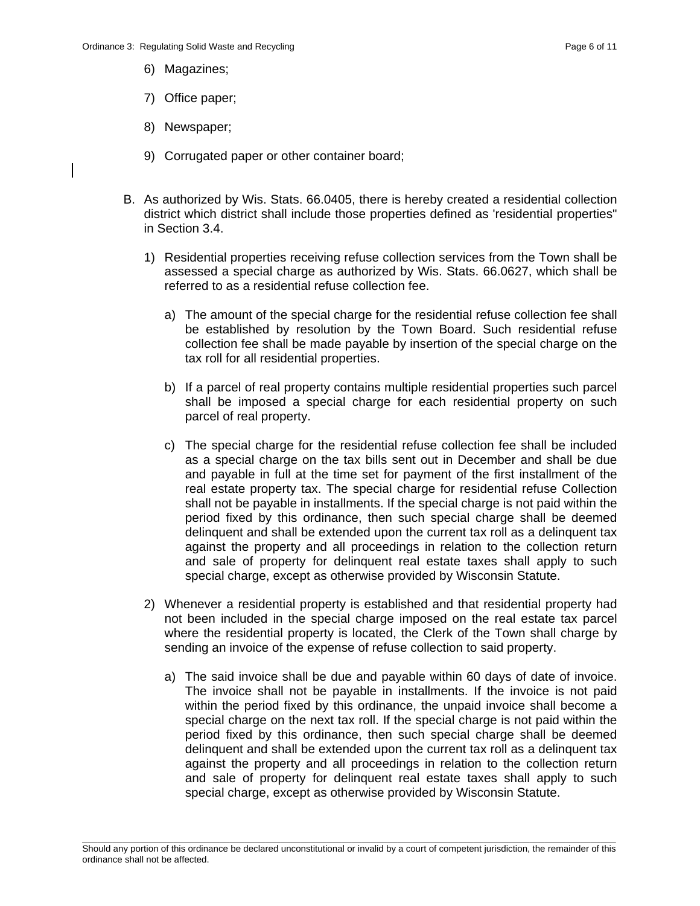6) Magazines;

7) Office paper;

8) Newspaper;

9) Corrugated paper or other container board;

B. As authorized by Wis. Stats. 66.0405, there is hereby created a residential collection district which district shall include those properties defined as 'residential properties" in Section 3.4.

1) Residential properties receiving refuse collection services from the Town shall be assessed a special charge as authorized by Wis. Stats. 66.0627, which shall be referred to as a residential refuse collection fee.

a) The amount of the special charge for the residential refuse collection fee shall be established by resolution by the Town Board. Such residential refuse collection fee shall be made payable by insertion of the special charge on the tax roll for all residential properties.

b) If a parcel of real property contains multiple residential properties such parcel shall be imposed a special charge for each residential property on such parcel of real property.

c) The special charge for the residential refuse collection fee shall be included as a special charge on the tax bills sent out in December and shall be due and payable in full at the time set for payment of the first installment of the real estate property tax. The special charge for residential refuse Collection shall not be payable in installments. If the special charge is not paid within the period fixed by this ordinance, then such special charge shall be deemed delinquent and shall be extended upon the current tax roll as a delinquent tax against the property and all proceedings in relation to the collection return and sale of property for delinquent real estate taxes shall apply to such special charge, except as otherwise provided by Wisconsin Statute.

2) Whenever a residential property is established and that residential property had not been included in the special charge imposed on the real estate tax parcel where the residential property is located, the Clerk of the Town shall charge by sending an invoice of the expense of refuse collection to said property.

a) The said invoice shall be due and payable within 60 days of date of invoice. The invoice shall not be payable in installments. If the invoice is not paid within the period fixed by this ordinance, the unpaid invoice shall become a special charge on the next tax roll. If the special charge is not paid within the period fixed by this ordinance, then such special charge shall be deemed delinquent and shall be extended upon the current tax roll as a delinquent tax against the property and all proceedings in relation to the collection return and sale of property for delinquent real estate taxes shall apply to such special charge, except as otherwise provided by Wisconsin Statute.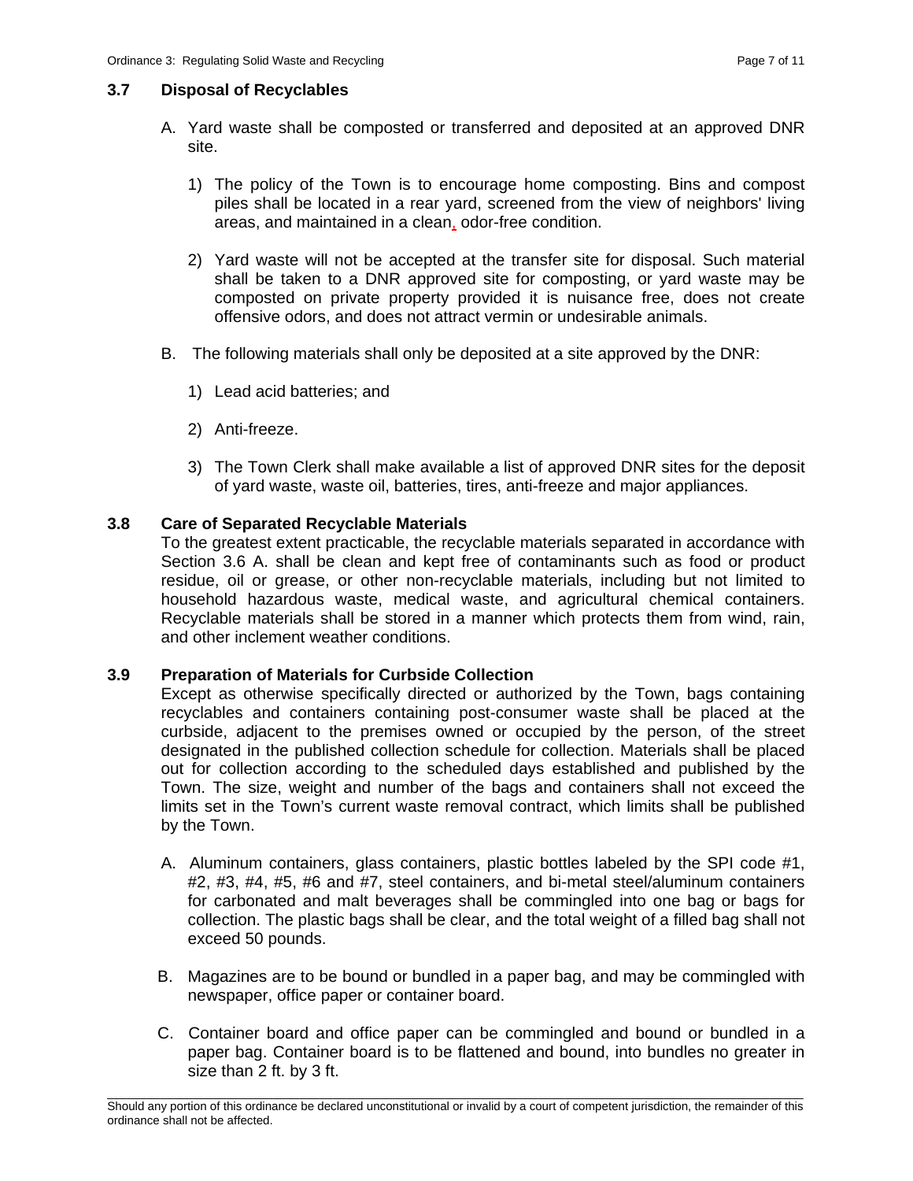### 3.7 Disposal of Recyclables

A. Yard waste shall be composted or transferred and deposited at an approved DNR site.

   1) The policy of the Town is to encourage home composting. Bins and compost piles shall be located in a rear yard, screened from the view of neighbors' living areas, and maintained in a clean, odor-free condition.

   2) Yard waste will not be accepted at the transfer site for disposal. Such material shall be taken to a DNR approved site for composting, or yard waste may be composted on private property provided it is nuisance free, does not create offensive odors, and does not attract vermin or undesirable animals.

B. The following materials shall only be deposited at a site approved by the DNR:

   1) Lead acid batteries; and

   2) Anti-freeze.

   3) The Town Clerk shall make available a list of approved DNR sites for the deposit of yard waste, waste oil, batteries, tires, anti-freeze and major appliances.

### 3.8 Care of Separated Recyclable Materials

To the greatest extent practicable, the recyclable materials separated in accordance with Section 3.6 A. shall be clean and kept free of contaminants such as food or product residue, oil or grease, or other non-recyclable materials, including but not limited to household hazardous waste, medical waste, and agricultural chemical containers. Recyclable materials shall be stored in a manner which protects them from wind, rain, and other inclement weather conditions.

### 3.9 Preparation of Materials for Curbside Collection

Except as otherwise specifically directed or authorized by the Town, bags containing recyclables and containers containing post-consumer waste shall be placed at the curbside, adjacent to the premises owned or occupied by the person, of the street designated in the published collection schedule for collection. Materials shall be placed out for collection according to the scheduled days established and published by the Town. The size, weight and number of the bags and containers shall not exceed the limits set in the Town's current waste removal contract, which limits shall be published by the Town.

A. Aluminum containers, glass containers, plastic bottles labeled by the SPI code #1, #2, #3, #4, #5, #6 and #7, steel containers, and bi-metal steel/aluminum containers for carbonated and malt beverages shall be commingled into one bag or bags for collection. The plastic bags shall be clear, and the total weight of a filled bag shall not exceed 50 pounds.

B. Magazines are to be bound or bundled in a paper bag, and may be commingled with newspaper, office paper or container board.

C. Container board and office paper can be commingled and bound or bundled in a paper bag. Container board is to be flattened and bound, into bundles no greater in size than 2 ft. by 3 ft.

Should any portion of this ordinance be declared unconstitutional or invalid by a court of competent jurisdiction, the remainder of this ordinance shall not be affected.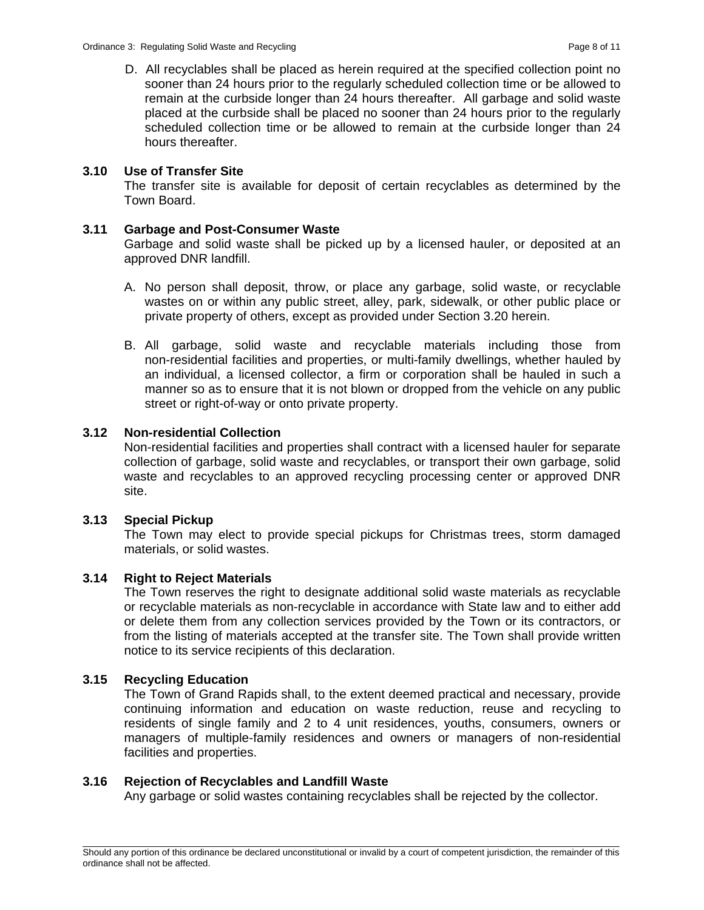D. All recyclables shall be placed as herein required at the specified collection point no sooner than 24 hours prior to the regularly scheduled collection time or be allowed to remain at the curbside longer than 24 hours thereafter. All garbage and solid waste placed at the curbside shall be placed no sooner than 24 hours prior to the regularly scheduled collection time or be allowed to remain at the curbside longer than 24 hours thereafter.

**3.10 Use of Transfer Site**

The transfer site is available for deposit of certain recyclables as determined by the Town Board.

**3.11 Garbage and Post-Consumer Waste**

Garbage and solid waste shall be picked up by a licensed hauler, or deposited at an approved DNR landfill.

A. No person shall deposit, throw, or place any garbage, solid waste, or recyclable wastes on or within any public street, alley, park, sidewalk, or other public place or private property of others, except as provided under Section 3.20 herein.

B. All garbage, solid waste and recyclable materials including those from non-residential facilities and properties, or multi-family dwellings, whether hauled by an individual, a licensed collector, a firm or corporation shall be hauled in such a manner so as to ensure that it is not blown or dropped from the vehicle on any public street or right-of-way or onto private property.

**3.12 Non-residential Collection**

Non-residential facilities and properties shall contract with a licensed hauler for separate collection of garbage, solid waste and recyclables, or transport their own garbage, solid waste and recyclables to an approved recycling processing center or approved DNR site.

**3.13 Special Pickup**

The Town may elect to provide special pickups for Christmas trees, storm damaged materials, or solid wastes.

**3.14 Right to Reject Materials**

The Town reserves the right to designate additional solid waste materials as recyclable or recyclable materials as non-recyclable in accordance with State law and to either add or delete them from any collection services provided by the Town or its contractors, or from the listing of materials accepted at the transfer site. The Town shall provide written notice to its service recipients of this declaration.

**3.15 Recycling Education**

The Town of Grand Rapids shall, to the extent deemed practical and necessary, provide continuing information and education on waste reduction, reuse and recycling to residents of single family and 2 to 4 unit residences, youths, consumers, owners or managers of multiple-family residences and owners or managers of non-residential facilities and properties.

**3.16 Rejection of Recyclables and Landfill Waste**

Any garbage or solid wastes containing recyclables shall be rejected by the collector.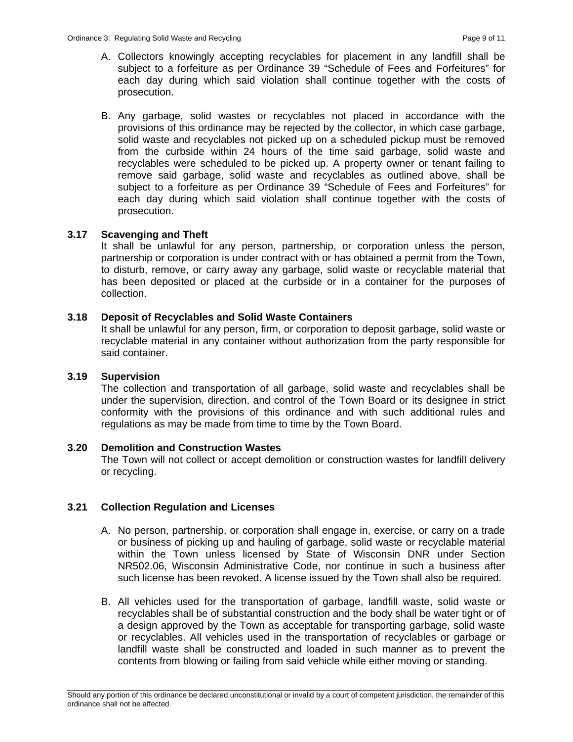A. Collectors knowingly accepting recyclables for placement in any landfill shall be subject to a forfeiture as per Ordinance 39 "Schedule of Fees and Forfeitures" for each day during which said violation shall continue together with the costs of prosecution.

B. Any garbage, solid wastes or recyclables not placed in accordance with the provisions of this ordinance may be rejected by the collector, in which case garbage, solid waste and recyclables not picked up on a scheduled pickup must be removed from the curbside within 24 hours of the time said garbage, solid waste and recyclables were scheduled to be picked up. A property owner or tenant failing to remove said garbage, solid waste and recyclables as outlined above, shall be subject to a forfeiture as per Ordinance 39 "Schedule of Fees and Forfeitures" for each day during which said violation shall continue together with the costs of prosecution.

### 3.17 Scavenging and Theft

It shall be unlawful for any person, partnership, or corporation unless the person, partnership or corporation is under contract with or has obtained a permit from the Town, to disturb, remove, or carry away any garbage, solid waste or recyclable material that has been deposited or placed at the curbside or in a container for the purposes of collection.

### 3.18 Deposit of Recyclables and Solid Waste Containers

It shall be unlawful for any person, firm, or corporation to deposit garbage, solid waste or recyclable material in any container without authorization from the party responsible for said container.

### 3.19 Supervision

The collection and transportation of all garbage, solid waste and recyclables shall be under the supervision, direction, and control of the Town Board or its designee in strict conformity with the provisions of this ordinance and with such additional rules and regulations as may be made from time to time by the Town Board.

### 3.20 Demolition and Construction Wastes

The Town will not collect or accept demolition or construction wastes for landfill delivery or recycling.

### 3.21 Collection Regulation and Licenses

A. No person, partnership, or corporation shall engage in, exercise, or carry on a trade or business of picking up and hauling of garbage, solid waste or recyclable material within the Town unless licensed by State of Wisconsin DNR under Section NR502.06, Wisconsin Administrative Code, nor continue in such a business after such license has been revoked. A license issued by the Town shall also be required.

B. All vehicles used for the transportation of garbage, landfill waste, solid waste or recyclables shall be of substantial construction and the body shall be water tight or of a design approved by the Town as acceptable for transporting garbage, solid waste or recyclables. All vehicles used in the transportation of recyclables or garbage or landfill waste shall be constructed and loaded in such manner as to prevent the contents from blowing or failing from said vehicle while either moving or standing.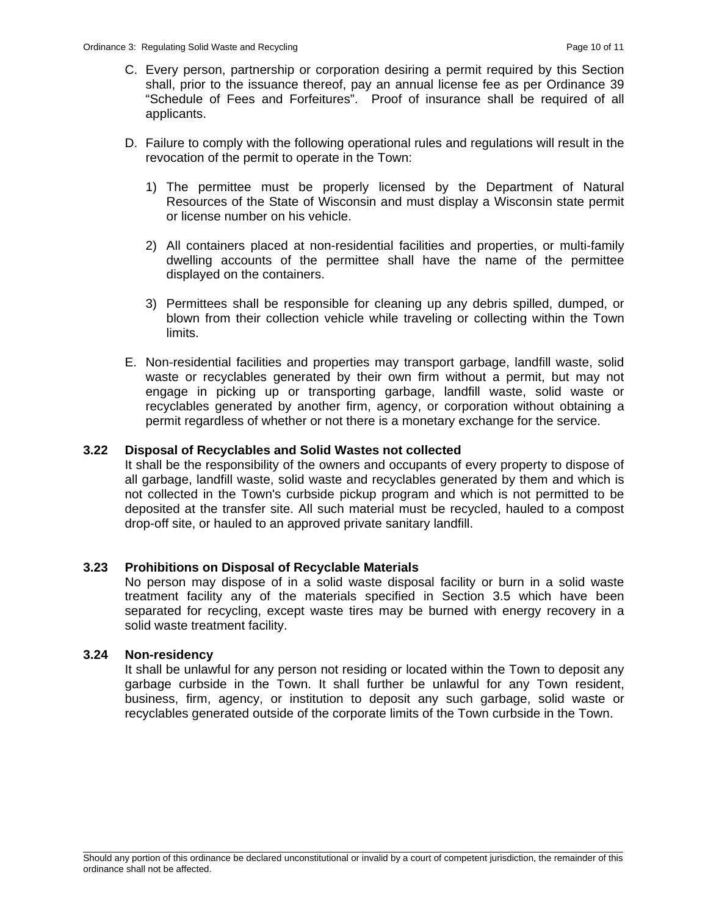C. Every person, partnership or corporation desiring a permit required by this Section shall, prior to the issuance thereof, pay an annual license fee as per Ordinance 39 "Schedule of Fees and Forfeitures". Proof of insurance shall be required of all applicants.

D. Failure to comply with the following operational rules and regulations will result in the revocation of the permit to operate in the Town:

   1) The permittee must be properly licensed by the Department of Natural Resources of the State of Wisconsin and must display a Wisconsin state permit or license number on his vehicle.

   2) All containers placed at non-residential facilities and properties, or multi-family dwelling accounts of the permittee shall have the name of the permittee displayed on the containers.

   3) Permittees shall be responsible for cleaning up any debris spilled, dumped, or blown from their collection vehicle while traveling or collecting within the Town limits.

E. Non-residential facilities and properties may transport garbage, landfill waste, solid waste or recyclables generated by their own firm without a permit, but may not engage in picking up or transporting garbage, landfill waste, solid waste or recyclables generated by another firm, agency, or corporation without obtaining a permit regardless of whether or not there is a monetary exchange for the service.

**3.22 Disposal of Recyclables and Solid Wastes not collected**

It shall be the responsibility of the owners and occupants of every property to dispose of all garbage, landfill waste, solid waste and recyclables generated by them and which is not collected in the Town's curbside pickup program and which is not permitted to be deposited at the transfer site. All such material must be recycled, hauled to a compost drop-off site, or hauled to an approved private sanitary landfill.

**3.23 Prohibitions on Disposal of Recyclable Materials**

No person may dispose of in a solid waste disposal facility or burn in a solid waste treatment facility any of the materials specified in Section 3.5 which have been separated for recycling, except waste tires may be burned with energy recovery in a solid waste treatment facility.

**3.24 Non-residency**

It shall be unlawful for any person not residing or located within the Town to deposit any garbage curbside in the Town. It shall further be unlawful for any Town resident, business, firm, agency, or institution to deposit any such garbage, solid waste or recyclables generated outside of the corporate limits of the Town curbside in the Town.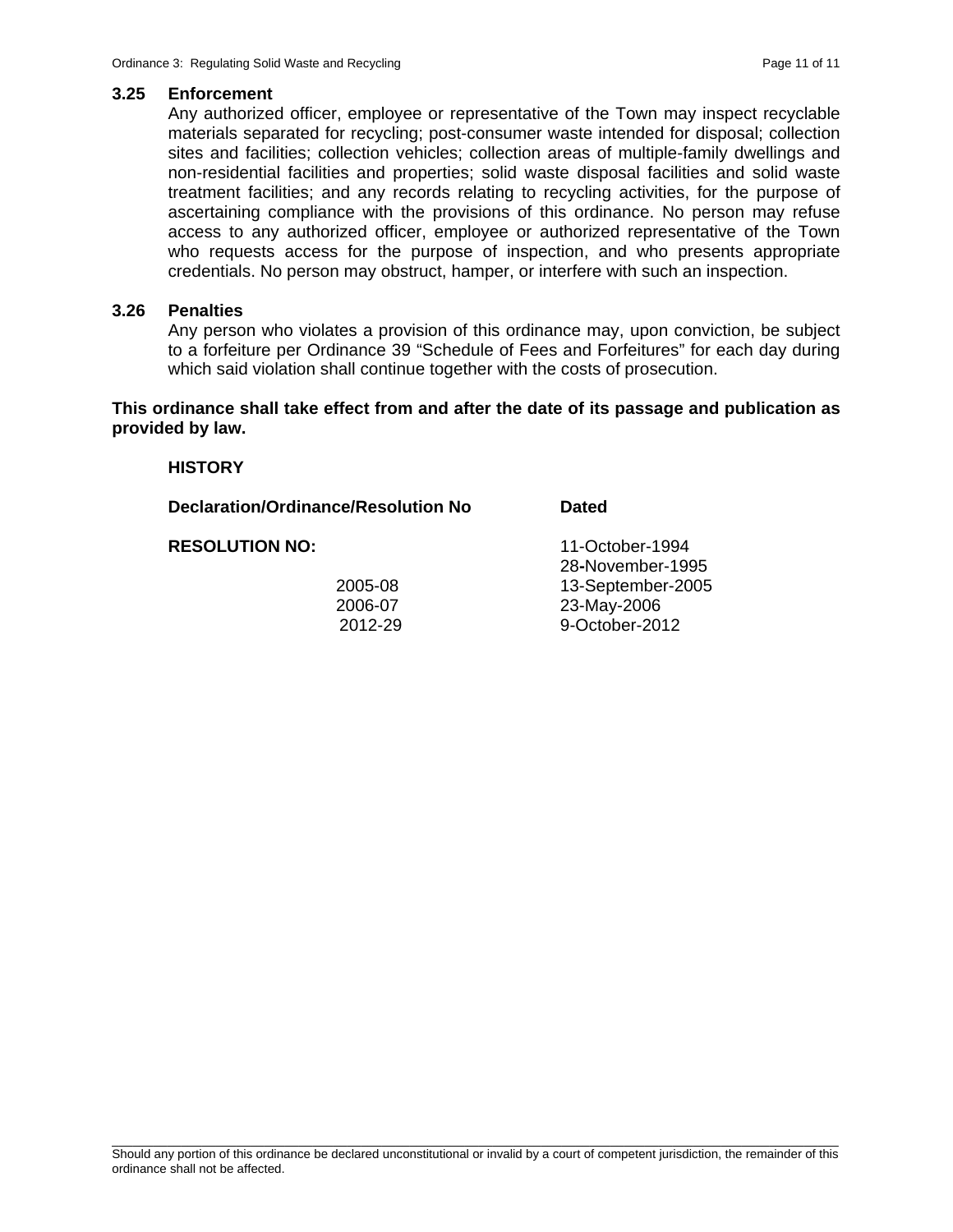### 3.25 Enforcement

Any authorized officer, employee or representative of the Town may inspect recyclable materials separated for recycling; post-consumer waste intended for disposal; collection sites and facilities; collection vehicles; collection areas of multiple-family dwellings and non-residential facilities and properties; solid waste disposal facilities and solid waste treatment facilities; and any records relating to recycling activities, for the purpose of ascertaining compliance with the provisions of this ordinance. No person may refuse access to any authorized officer, employee or authorized representative of the Town who requests access for the purpose of inspection, and who presents appropriate credentials. No person may obstruct, hamper, or interfere with such an inspection.

### 3.26 Penalties

Any person who violates a provision of this ordinance may, upon conviction, be subject to a forfeiture per Ordinance 39 “Schedule of Fees and Forfeitures” for each day during which said violation shall continue together with the costs of prosecution.

**This ordinance shall take effect from and after the date of its passage and publication as provided by law.**

**HISTORY**

| Declaration/Ordinance/Resolution No | Dated |
|---|---|
| **RESOLUTION NO:** | 11-October-1994 |
| | 28-November-1995 |
| 2005-08 | 13-September-2005 |
| 2006-07 | 23-May-2006 |
| 2012-29 | 9-October-2012 |

Should any portion of this ordinance be declared unconstitutional or invalid by a court of competent jurisdiction, the remainder of this ordinance shall not be affected.